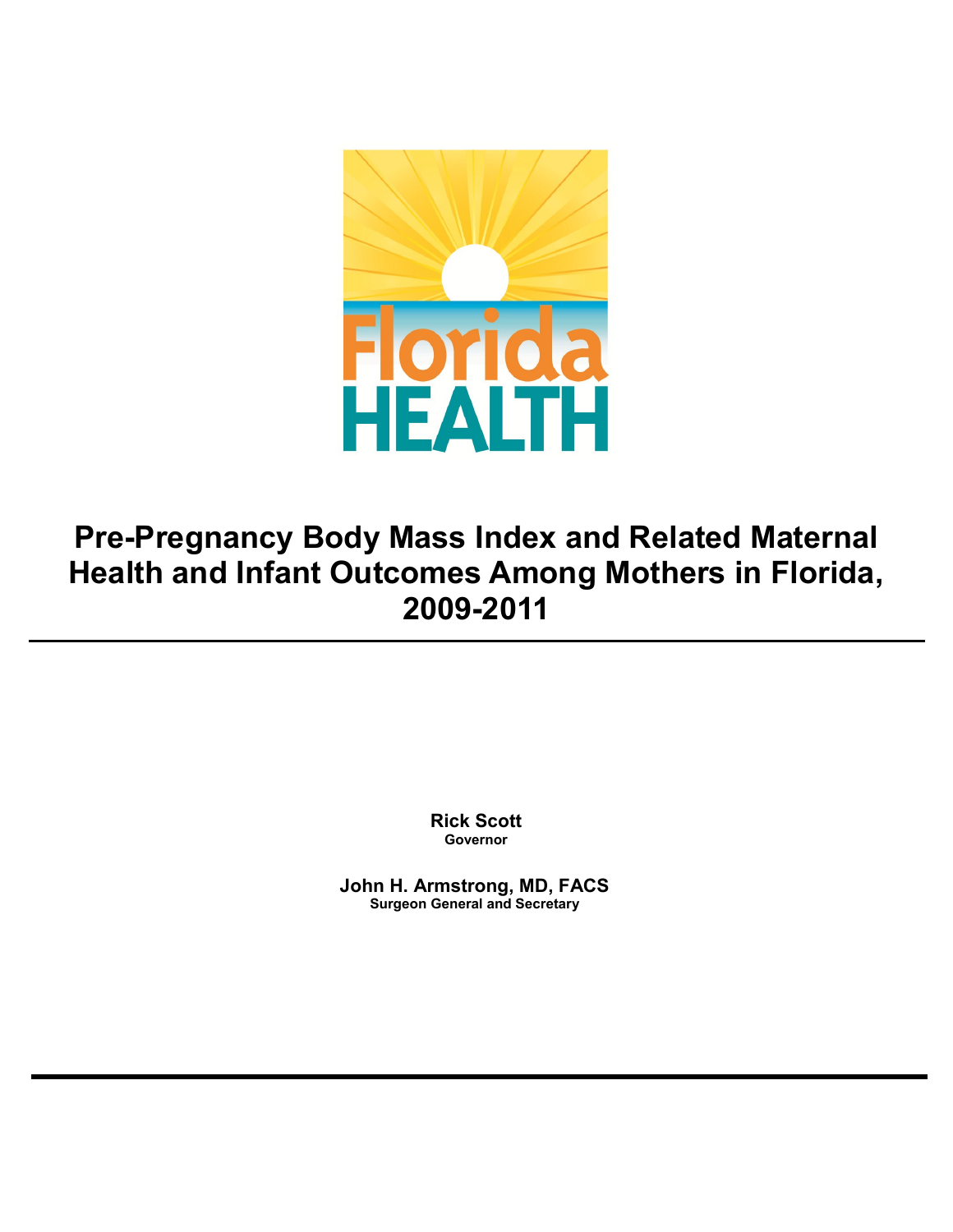Florida HEALTH

# Pre-Pregnancy Body Mass Index and Related Maternal Health and Infant Outcomes Among Mothers in Florida, 2009-2011

---

**Rick Scott**
**Governor**

**John H. Armstrong, MD, FACS**
**Surgeon General and Secretary**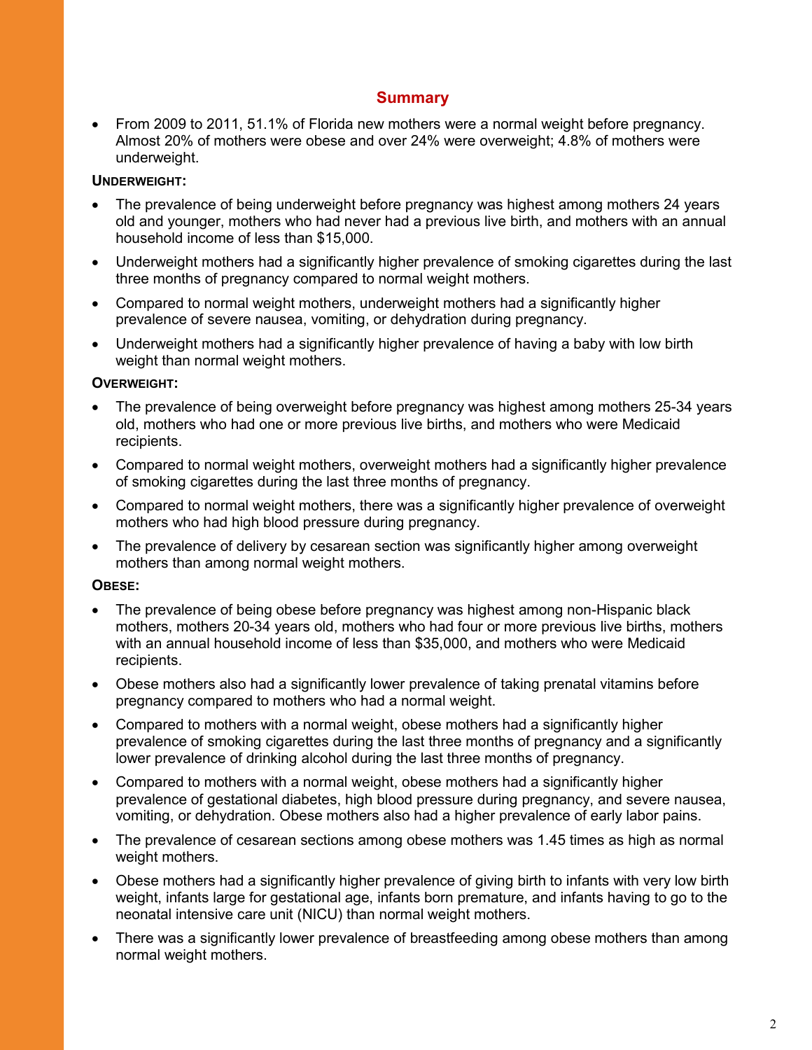## Summary

- From 2009 to 2011, 51.1% of Florida new mothers were a normal weight before pregnancy. Almost 20% of mothers were obese and over 24% were overweight; 4.8% of mothers were underweight.

**UNDERWEIGHT:**

- The prevalence of being underweight before pregnancy was highest among mothers 24 years old and younger, mothers who had never had a previous live birth, and mothers with an annual household income of less than $15,000.
- Underweight mothers had a significantly higher prevalence of smoking cigarettes during the last three months of pregnancy compared to normal weight mothers.
- Compared to normal weight mothers, underweight mothers had a significantly higher prevalence of severe nausea, vomiting, or dehydration during pregnancy.
- Underweight mothers had a significantly higher prevalence of having a baby with low birth weight than normal weight mothers.

**OVERWEIGHT:**

- The prevalence of being overweight before pregnancy was highest among mothers 25-34 years old, mothers who had one or more previous live births, and mothers who were Medicaid recipients.
- Compared to normal weight mothers, overweight mothers had a significantly higher prevalence of smoking cigarettes during the last three months of pregnancy.
- Compared to normal weight mothers, there was a significantly higher prevalence of overweight mothers who had high blood pressure during pregnancy.
- The prevalence of delivery by cesarean section was significantly higher among overweight mothers than among normal weight mothers.

**OBESE:**

- The prevalence of being obese before pregnancy was highest among non-Hispanic black mothers, mothers 20-34 years old, mothers who had four or more previous live births, mothers with an annual household income of less than $35,000, and mothers who were Medicaid recipients.
- Obese mothers also had a significantly lower prevalence of taking prenatal vitamins before pregnancy compared to mothers who had a normal weight.
- Compared to mothers with a normal weight, obese mothers had a significantly higher prevalence of smoking cigarettes during the last three months of pregnancy and a significantly lower prevalence of drinking alcohol during the last three months of pregnancy.
- Compared to mothers with a normal weight, obese mothers had a significantly higher prevalence of gestational diabetes, high blood pressure during pregnancy, and severe nausea, vomiting, or dehydration. Obese mothers also had a higher prevalence of early labor pains.
- The prevalence of cesarean sections among obese mothers was 1.45 times as high as normal weight mothers.
- Obese mothers had a significantly higher prevalence of giving birth to infants with very low birth weight, infants large for gestational age, infants born premature, and infants having to go to the neonatal intensive care unit (NICU) than normal weight mothers.
- There was a significantly lower prevalence of breastfeeding among obese mothers than among normal weight mothers.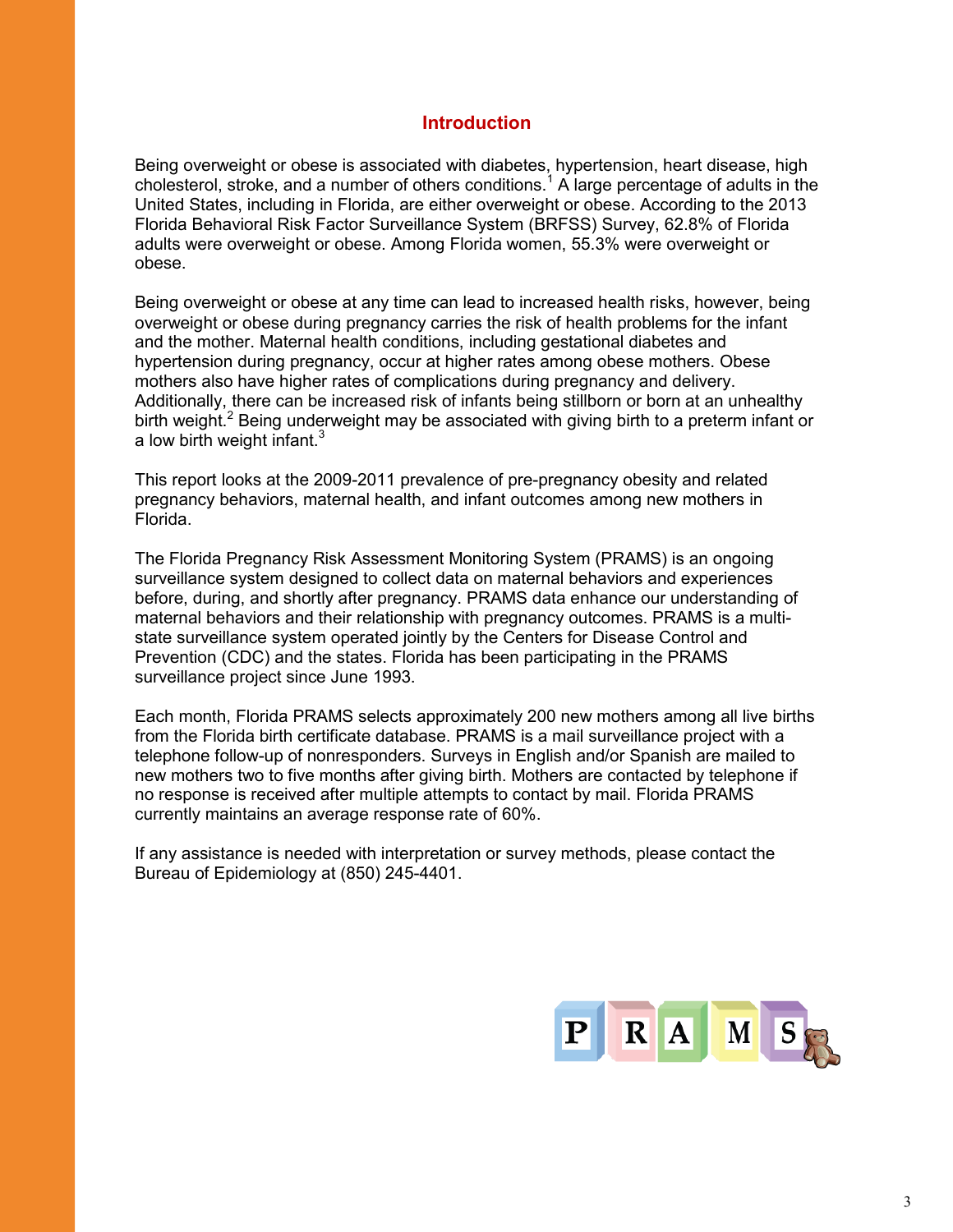## Introduction

Being overweight or obese is associated with diabetes, hypertension, heart disease, high cholesterol, stroke, and a number of others conditions.[1] A large percentage of adults in the United States, including in Florida, are either overweight or obese. According to the 2013 Florida Behavioral Risk Factor Surveillance System (BRFSS) Survey, 62.8% of Florida adults were overweight or obese. Among Florida women, 55.3% were overweight or obese.

Being overweight or obese at any time can lead to increased health risks, however, being overweight or obese during pregnancy carries the risk of health problems for the infant and the mother. Maternal health conditions, including gestational diabetes and hypertension during pregnancy, occur at higher rates among obese mothers. Obese mothers also have higher rates of complications during pregnancy and delivery. Additionally, there can be increased risk of infants being stillborn or born at an unhealthy birth weight.[2] Being underweight may be associated with giving birth to a preterm infant or a low birth weight infant.[3]

This report looks at the 2009-2011 prevalence of pre-pregnancy obesity and related pregnancy behaviors, maternal health, and infant outcomes among new mothers in Florida.

The Florida Pregnancy Risk Assessment Monitoring System (PRAMS) is an ongoing surveillance system designed to collect data on maternal behaviors and experiences before, during, and shortly after pregnancy. PRAMS data enhance our understanding of maternal behaviors and their relationship with pregnancy outcomes. PRAMS is a multi-state surveillance system operated jointly by the Centers for Disease Control and Prevention (CDC) and the states. Florida has been participating in the PRAMS surveillance project since June 1993.

Each month, Florida PRAMS selects approximately 200 new mothers among all live births from the Florida birth certificate database. PRAMS is a mail surveillance project with a telephone follow-up of nonresponders. Surveys in English and/or Spanish are mailed to new mothers two to five months after giving birth. Mothers are contacted by telephone if no response is received after multiple attempts to contact by mail. Florida PRAMS currently maintains an average response rate of 60%.

If any assistance is needed with interpretation or survey methods, please contact the Bureau of Epidemiology at (850) 245-4401.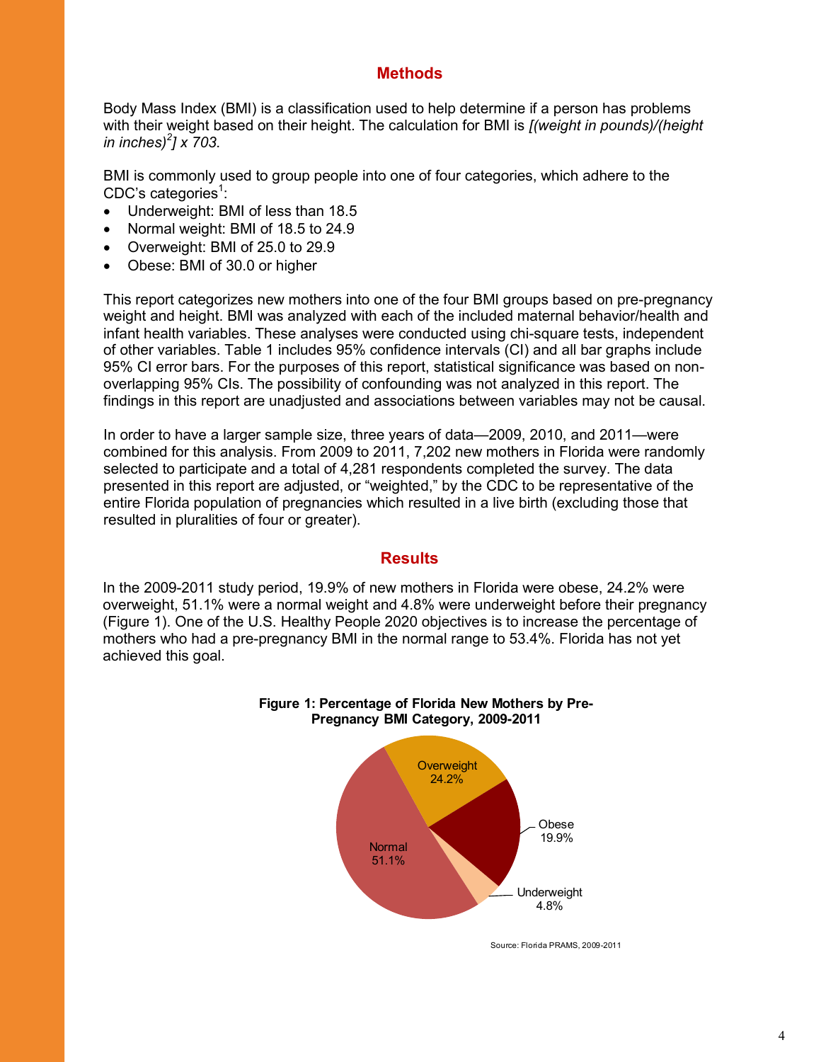## Methods

Body Mass Index (BMI) is a classification used to help determine if a person has problems with their weight based on their height. The calculation for BMI is *[(weight in pounds)/(height in inches)$^2$] x 703*.

BMI is commonly used to group people into one of four categories, which adhere to the CDC's categories[1]:

- Underweight: BMI of less than 18.5
- Normal weight: BMI of 18.5 to 24.9
- Overweight: BMI of 25.0 to 29.9
- Obese: BMI of 30.0 or higher

This report categorizes new mothers into one of the four BMI groups based on pre-pregnancy weight and height. BMI was analyzed with each of the included maternal behavior/health and infant health variables. These analyses were conducted using chi-square tests, independent of other variables. Table 1 includes 95% confidence intervals (CI) and all bar graphs include 95% CI error bars. For the purposes of this report, statistical significance was based on non-overlapping 95% CIs. The possibility of confounding was not analyzed in this report. The findings in this report are unadjusted and associations between variables may not be causal.

In order to have a larger sample size, three years of data—2009, 2010, and 2011—were combined for this analysis. From 2009 to 2011, 7,202 new mothers in Florida were randomly selected to participate and a total of 4,281 respondents completed the survey. The data presented in this report are adjusted, or "weighted," by the CDC to be representative of the entire Florida population of pregnancies which resulted in a live birth (excluding those that resulted in pluralities of four or greater).

## Results

In the 2009-2011 study period, 19.9% of new mothers in Florida were obese, 24.2% were overweight, 51.1% were a normal weight and 4.8% were underweight before their pregnancy (Figure 1). One of the U.S. Healthy People 2020 objectives is to increase the percentage of mothers who had a pre-pregnancy BMI in the normal range to 53.4%. Florida has not yet achieved this goal.

**Figure 1: Percentage of Florida New Mothers by Pre-Pregnancy BMI Category, 2009-2011**

| Category | Percentage |
|---|---|
| Normal | 51.1% |
| Overweight | 24.2% |
| Obese | 19.9% |
| Underweight | 4.8% |

Source: Florida PRAMS, 2009-2011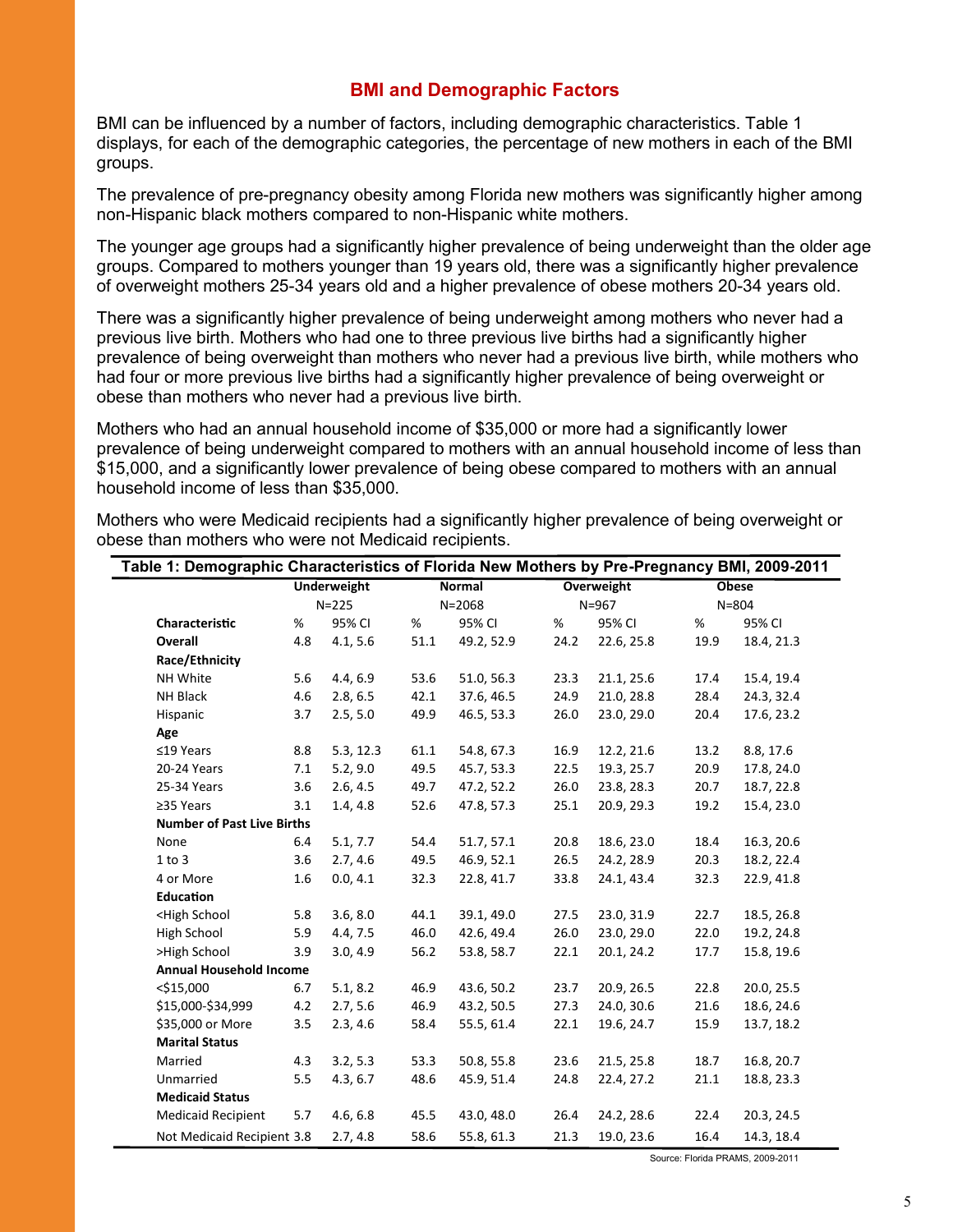## BMI and Demographic Factors

BMI can be influenced by a number of factors, including demographic characteristics. Table 1 displays, for each of the demographic categories, the percentage of new mothers in each of the BMI groups.

The prevalence of pre-pregnancy obesity among Florida new mothers was significantly higher among non-Hispanic black mothers compared to non-Hispanic white mothers.

The younger age groups had a significantly higher prevalence of being underweight than the older age groups. Compared to mothers younger than 19 years old, there was a significantly higher prevalence of overweight mothers 25-34 years old and a higher prevalence of obese mothers 20-34 years old.

There was a significantly higher prevalence of being underweight among mothers who never had a previous live birth. Mothers who had one to three previous live births had a significantly higher prevalence of being overweight than mothers who never had a previous live birth, while mothers who had four or more previous live births had a significantly higher prevalence of being overweight or obese than mothers who never had a previous live birth.

Mothers who had an annual household income of $35,000 or more had a significantly lower prevalence of being underweight compared to mothers with an annual household income of less than $15,000, and a significantly lower prevalence of being obese compared to mothers with an annual household income of less than $35,000.

Mothers who were Medicaid recipients had a significantly higher prevalence of being overweight or obese than mothers who were not Medicaid recipients.

**Table 1: Demographic Characteristics of Florida New Mothers by Pre-Pregnancy BMI, 2009-2011**

| | Underweight | | Normal | | Overweight | | Obese | |
|---|---|---|---|---|---|---|---|---|
| | N=225 | | N=2068 | | N=967 | | N=804 | |
| **Characteristic** | % | 95% CI | % | 95% CI | % | 95% CI | % | 95% CI |
| **Overall** | 4.8 | 4.1, 5.6 | 51.1 | 49.2, 52.9 | 24.2 | 22.6, 25.8 | 19.9 | 18.4, 21.3 |
| **Race/Ethnicity** | | | | | | | | |
| NH White | 5.6 | 4.4, 6.9 | 53.6 | 51.0, 56.3 | 23.3 | 21.1, 25.6 | 17.4 | 15.4, 19.4 |
| NH Black | 4.6 | 2.8, 6.5 | 42.1 | 37.6, 46.5 | 24.9 | 21.0, 28.8 | 28.4 | 24.3, 32.4 |
| Hispanic | 3.7 | 2.5, 5.0 | 49.9 | 46.5, 53.3 | 26.0 | 23.0, 29.0 | 20.4 | 17.6, 23.2 |
| **Age** | | | | | | | | |
| ≤19 Years | 8.8 | 5.3, 12.3 | 61.1 | 54.8, 67.3 | 16.9 | 12.2, 21.6 | 13.2 | 8.8, 17.6 |
| 20-24 Years | 7.1 | 5.2, 9.0 | 49.5 | 45.7, 53.3 | 22.5 | 19.3, 25.7 | 20.9 | 17.8, 24.0 |
| 25-34 Years | 3.6 | 2.6, 4.5 | 49.7 | 47.2, 52.2 | 26.0 | 23.8, 28.3 | 20.7 | 18.7, 22.8 |
| ≥35 Years | 3.1 | 1.4, 4.8 | 52.6 | 47.8, 57.3 | 25.1 | 20.9, 29.3 | 19.2 | 15.4, 23.0 |
| **Number of Past Live Births** | | | | | | | | |
| None | 6.4 | 5.1, 7.7 | 54.4 | 51.7, 57.1 | 20.8 | 18.6, 23.0 | 18.4 | 16.3, 20.6 |
| 1 to 3 | 3.6 | 2.7, 4.6 | 49.5 | 46.9, 52.1 | 26.5 | 24.2, 28.9 | 20.3 | 18.2, 22.4 |
| 4 or More | 1.6 | 0.0, 4.1 | 32.3 | 22.8, 41.7 | 33.8 | 24.1, 43.4 | 32.3 | 22.9, 41.8 |
| **Education** | | | | | | | | |
| <High School | 5.8 | 3.6, 8.0 | 44.1 | 39.1, 49.0 | 27.5 | 23.0, 31.9 | 22.7 | 18.5, 26.8 |
| High School | 5.9 | 4.4, 7.5 | 46.0 | 42.6, 49.4 | 26.0 | 23.0, 29.0 | 22.0 | 19.2, 24.8 |
| >High School | 3.9 | 3.0, 4.9 | 56.2 | 53.8, 58.7 | 22.1 | 20.1, 24.2 | 17.7 | 15.8, 19.6 |
| **Annual Household Income** | | | | | | | | |
| <$15,000 | 6.7 | 5.1, 8.2 | 46.9 | 43.6, 50.2 | 23.7 | 20.9, 26.5 | 22.8 | 20.0, 25.5 |
| $15,000-$34,999 | 4.2 | 2.7, 5.6 | 46.9 | 43.2, 50.5 | 27.3 | 24.0, 30.6 | 21.6 | 18.6, 24.6 |
| $35,000 or More | 3.5 | 2.3, 4.6 | 58.4 | 55.5, 61.4 | 22.1 | 19.6, 24.7 | 15.9 | 13.7, 18.2 |
| **Marital Status** | | | | | | | | |
| Married | 4.3 | 3.2, 5.3 | 53.3 | 50.8, 55.8 | 23.6 | 21.5, 25.8 | 18.7 | 16.8, 20.7 |
| Unmarried | 5.5 | 4.3, 6.7 | 48.6 | 45.9, 51.4 | 24.8 | 22.4, 27.2 | 21.1 | 18.8, 23.3 |
| **Medicaid Status** | | | | | | | | |
| Medicaid Recipient | 5.7 | 4.6, 6.8 | 45.5 | 43.0, 48.0 | 26.4 | 24.2, 28.6 | 22.4 | 20.3, 24.5 |
| Not Medicaid Recipient | 3.8 | 2.7, 4.8 | 58.6 | 55.8, 61.3 | 21.3 | 19.0, 23.6 | 16.4 | 14.3, 18.4 |

Source: Florida PRAMS, 2009-2011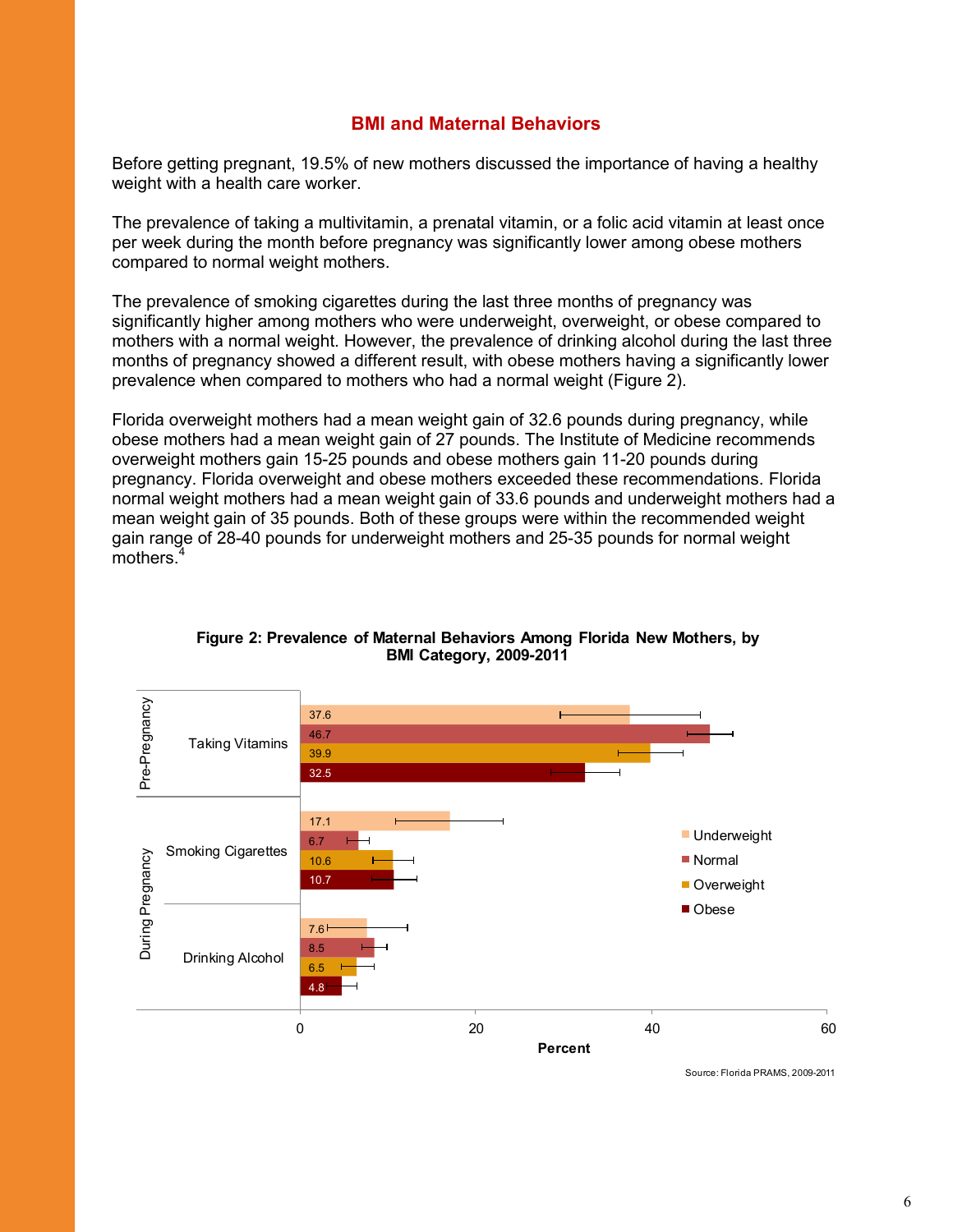## BMI and Maternal Behaviors

Before getting pregnant, 19.5% of new mothers discussed the importance of having a healthy weight with a health care worker.

The prevalence of taking a multivitamin, a prenatal vitamin, or a folic acid vitamin at least once per week during the month before pregnancy was significantly lower among obese mothers compared to normal weight mothers.

The prevalence of smoking cigarettes during the last three months of pregnancy was significantly higher among mothers who were underweight, overweight, or obese compared to mothers with a normal weight. However, the prevalence of drinking alcohol during the last three months of pregnancy showed a different result, with obese mothers having a significantly lower prevalence when compared to mothers who had a normal weight (Figure 2).

Florida overweight mothers had a mean weight gain of 32.6 pounds during pregnancy, while obese mothers had a mean weight gain of 27 pounds. The Institute of Medicine recommends overweight mothers gain 15-25 pounds and obese mothers gain 11-20 pounds during pregnancy. Florida overweight and obese mothers exceeded these recommendations. Florida normal weight mothers had a mean weight gain of 33.6 pounds and underweight mothers had a mean weight gain of 35 pounds. Both of these groups were within the recommended weight gain range of 28-40 pounds for underweight mothers and 25-35 pounds for normal weight mothers.[4]

**Figure 2: Prevalence of Maternal Behaviors Among Florida New Mothers, by BMI Category, 2009-2011**

| Period | Behavior | Underweight | Normal | Overweight | Obese |
|---|---|---|---|---|---|
| Pre-Pregnancy | Taking Vitamins | 37.6 | 46.7 | 39.9 | 32.5 |
| During Pregnancy | Smoking Cigarettes | 17.1 | 6.7 | 10.6 | 10.7 |
| During Pregnancy | Drinking Alcohol | 7.6 | 8.5 | 6.5 | 4.8 |

Percent

Source: Florida PRAMS, 2009-2011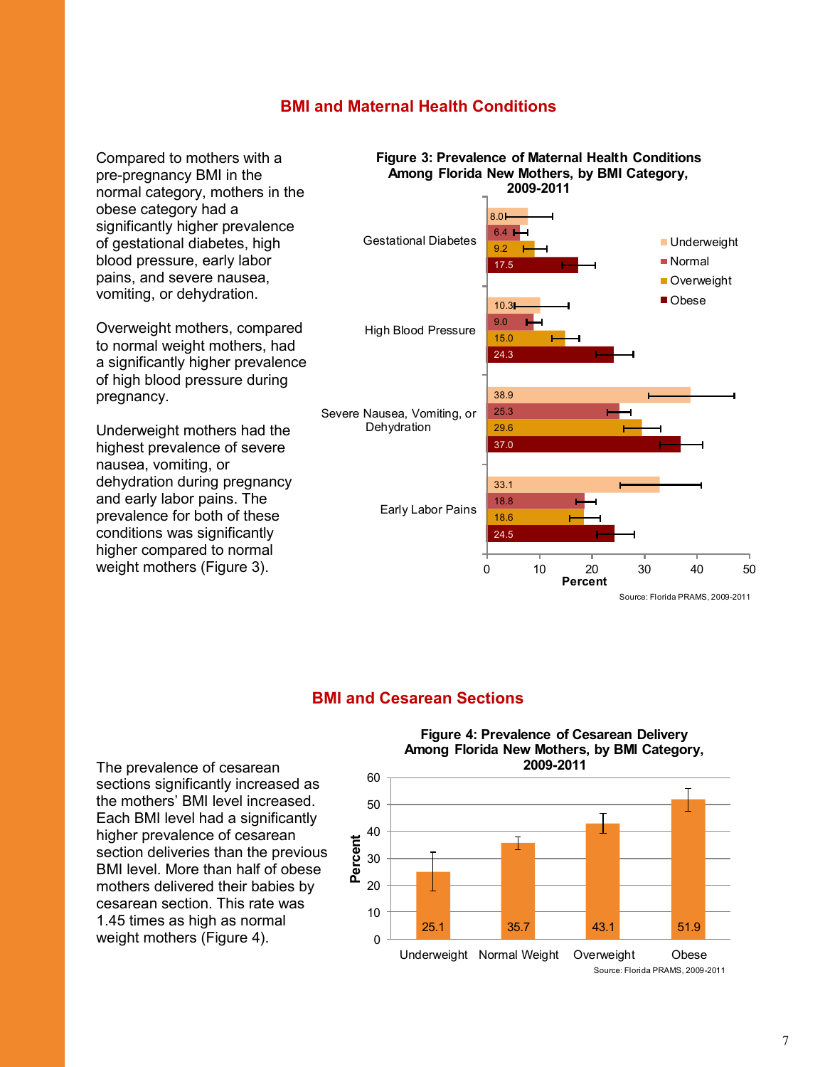## BMI and Maternal Health Conditions

Compared to mothers with a pre-pregnancy BMI in the normal category, mothers in the obese category had a significantly higher prevalence of gestational diabetes, high blood pressure, early labor pains, and severe nausea, vomiting, or dehydration.

Overweight mothers, compared to normal weight mothers, had a significantly higher prevalence of high blood pressure during pregnancy.

Underweight mothers had the highest prevalence of severe nausea, vomiting, or dehydration during pregnancy and early labor pains. The prevalence for both of these conditions was significantly higher compared to normal weight mothers (Figure 3).

**Figure 3: Prevalence of Maternal Health Conditions Among Florida New Mothers, by BMI Category, 2009-2011**

| Condition | Underweight | Normal | Overweight | Obese |
|---|---|---|---|---|
| Gestational Diabetes | 8.0 | 6.4 | 9.2 | 17.5 |
| High Blood Pressure | 10.3 | 9.0 | 15.0 | 24.3 |
| Severe Nausea, Vomiting, or Dehydration | 38.9 | 25.3 | 29.6 | 37.0 |
| Early Labor Pains | 33.1 | 18.8 | 18.6 | 24.5 |

Percent

Source: Florida PRAMS, 2009-2011

## BMI and Cesarean Sections

The prevalence of cesarean sections significantly increased as the mothers' BMI level increased. Each BMI level had a significantly higher prevalence of cesarean section deliveries than the previous BMI level. More than half of obese mothers delivered their babies by cesarean section. This rate was 1.45 times as high as normal weight mothers (Figure 4).

**Figure 4: Prevalence of Cesarean Delivery Among Florida New Mothers, by BMI Category, 2009-2011**

| | Underweight | Normal Weight | Overweight | Obese |
|---|---|---|---|---|
| Percent | 25.1 | 35.7 | 43.1 | 51.9 |

Source: Florida PRAMS, 2009-2011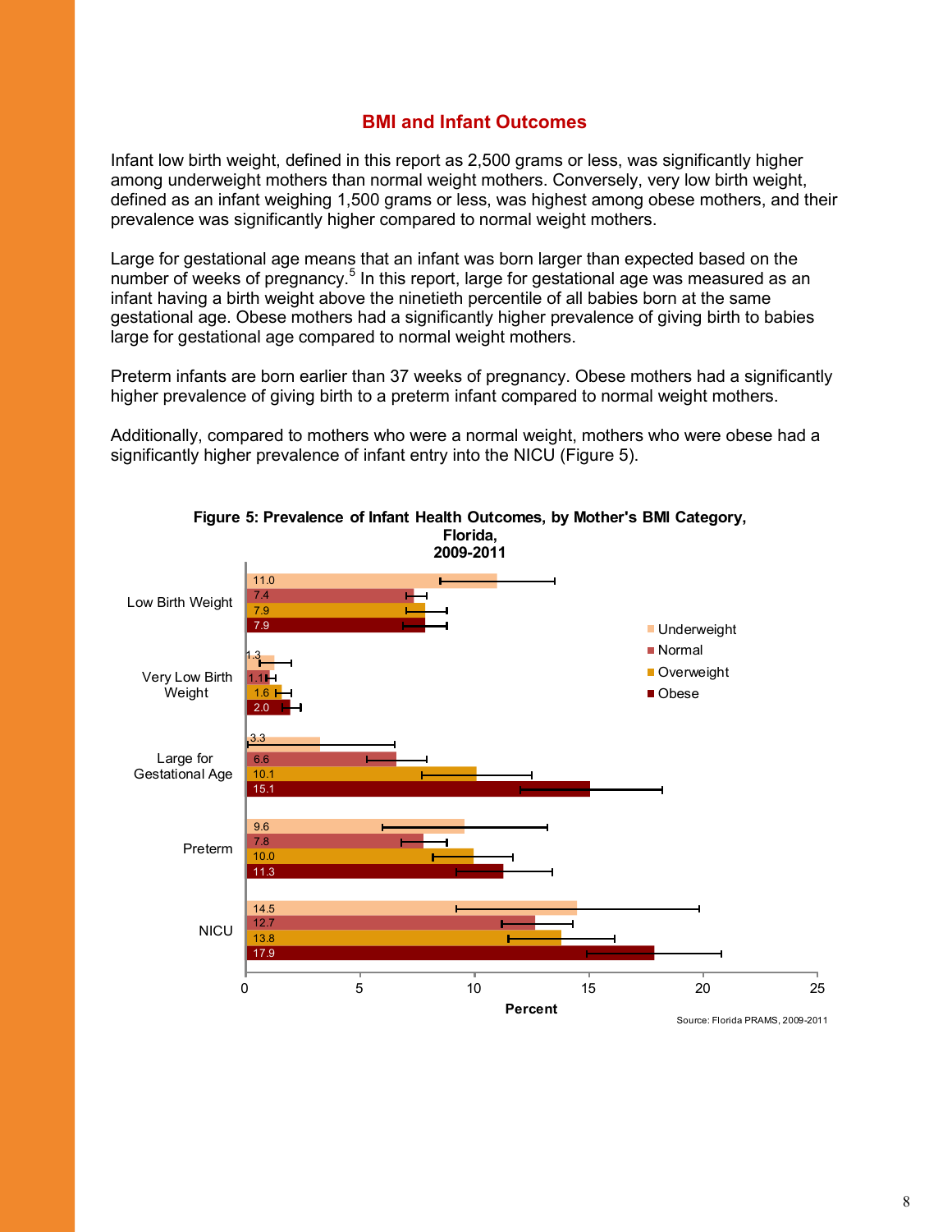## BMI and Infant Outcomes

Infant low birth weight, defined in this report as 2,500 grams or less, was significantly higher among underweight mothers than normal weight mothers. Conversely, very low birth weight, defined as an infant weighing 1,500 grams or less, was highest among obese mothers, and their prevalence was significantly higher compared to normal weight mothers.

Large for gestational age means that an infant was born larger than expected based on the number of weeks of pregnancy.[5] In this report, large for gestational age was measured as an infant having a birth weight above the ninetieth percentile of all babies born at the same gestational age. Obese mothers had a significantly higher prevalence of giving birth to babies large for gestational age compared to normal weight mothers.

Preterm infants are born earlier than 37 weeks of pregnancy. Obese mothers had a significantly higher prevalence of giving birth to a preterm infant compared to normal weight mothers.

Additionally, compared to mothers who were a normal weight, mothers who were obese had a significantly higher prevalence of infant entry into the NICU (Figure 5).

**Figure 5: Prevalence of Infant Health Outcomes, by Mother's BMI Category, Florida, 2009-2011**

| Outcome | Underweight | Normal | Overweight | Obese |
|---|---|---|---|---|
| Low Birth Weight | 11.0 | 7.4 | 7.9 | 7.9 |
| Very Low Birth Weight | 1.3 | 1.1 | 1.6 | 2.0 |
| Large for Gestational Age | 3.3 | 6.6 | 10.1 | 15.1 |
| Preterm | 9.6 | 7.8 | 10.0 | 11.3 |
| NICU | 14.5 | 12.7 | 13.8 | 17.9 |

Percent

Source: Florida PRAMS, 2009-2011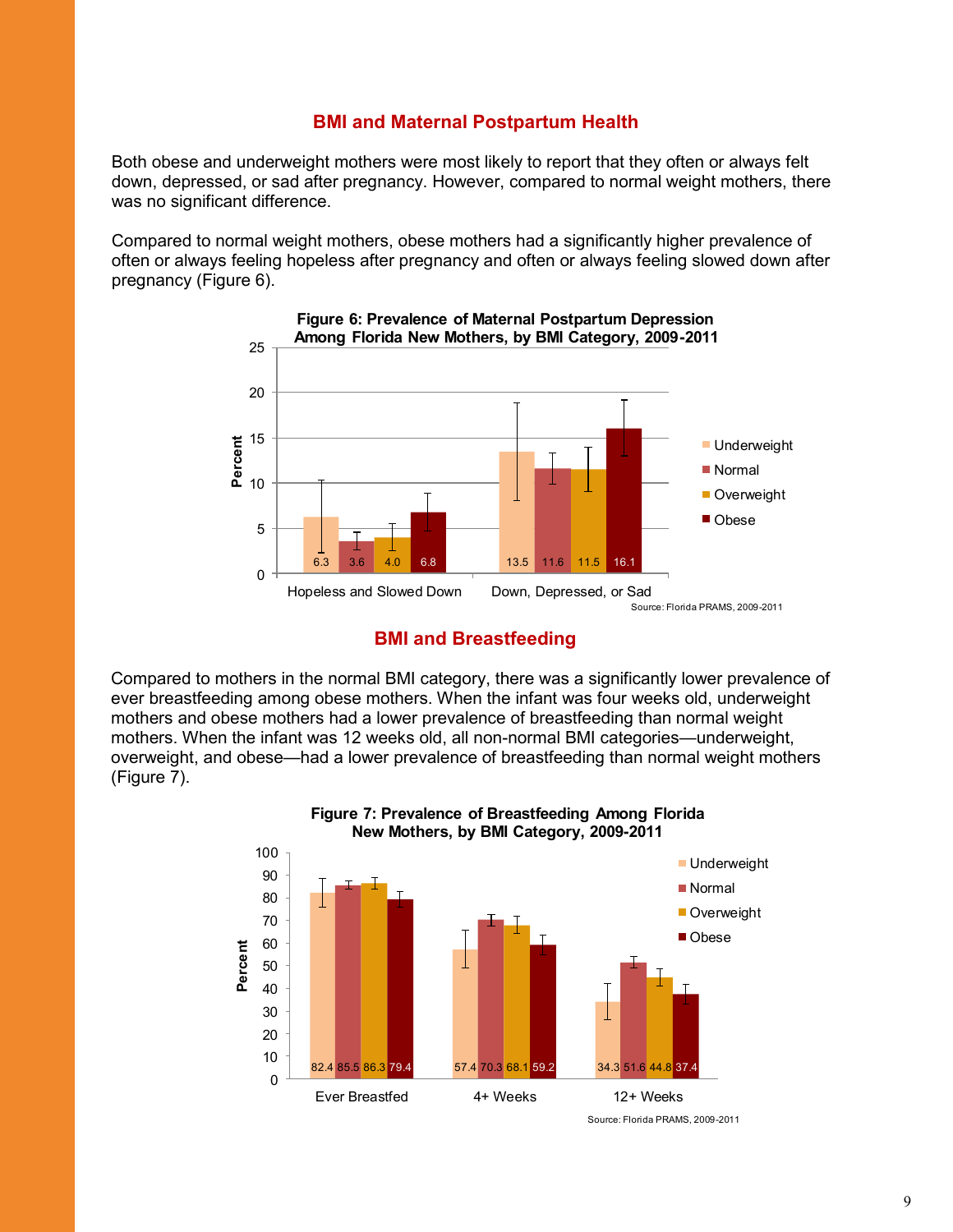## BMI and Maternal Postpartum Health

Both obese and underweight mothers were most likely to report that they often or always felt down, depressed, or sad after pregnancy. However, compared to normal weight mothers, there was no significant difference.

Compared to normal weight mothers, obese mothers had a significantly higher prevalence of often or always feeling hopeless after pregnancy and often or always feeling slowed down after pregnancy (Figure 6).

**Figure 6: Prevalence of Maternal Postpartum Depression Among Florida New Mothers, by BMI Category, 2009-2011**

| | Underweight | Normal | Overweight | Obese |
|---|---|---|---|---|
| Hopeless and Slowed Down | 6.3 | 3.6 | 4.0 | 6.8 |
| Down, Depressed, or Sad | 13.5 | 11.6 | 11.5 | 16.1 |

Source: Florida PRAMS, 2009-2011

## BMI and Breastfeeding

Compared to mothers in the normal BMI category, there was a significantly lower prevalence of ever breastfeeding among obese mothers. When the infant was four weeks old, underweight mothers and obese mothers had a lower prevalence of breastfeeding than normal weight mothers. When the infant was 12 weeks old, all non-normal BMI categories—underweight, overweight, and obese—had a lower prevalence of breastfeeding than normal weight mothers (Figure 7).

**Figure 7: Prevalence of Breastfeeding Among Florida New Mothers, by BMI Category, 2009-2011**

| | Underweight | Normal | Overweight | Obese |
|---|---|---|---|---|
| Ever Breastfed | 82.4 | 85.5 | 86.3 | 79.4 |
| 4+ Weeks | 57.4 | 70.3 | 68.1 | 59.2 |
| 12+ Weeks | 34.3 | 51.6 | 44.8 | 37.4 |

Source: Florida PRAMS, 2009-2011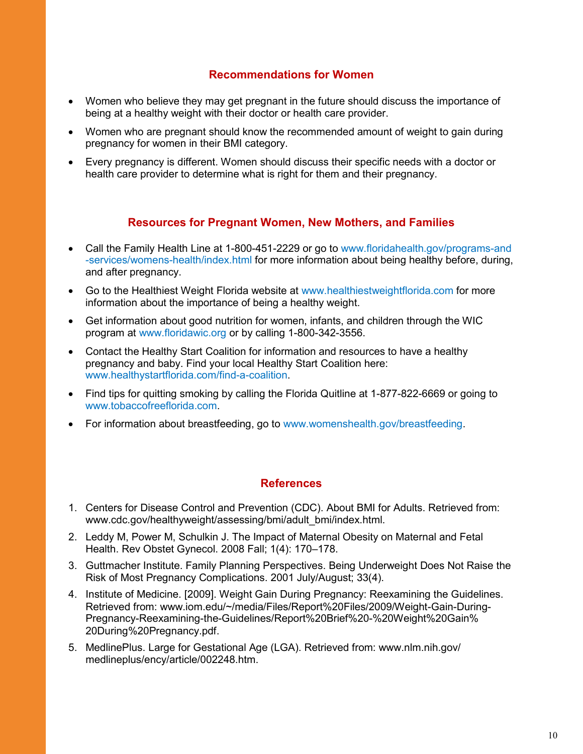## Recommendations for Women

- Women who believe they may get pregnant in the future should discuss the importance of being at a healthy weight with their doctor or health care provider.
- Women who are pregnant should know the recommended amount of weight to gain during pregnancy for women in their BMI category.
- Every pregnancy is different. Women should discuss their specific needs with a doctor or health care provider to determine what is right for them and their pregnancy.

## Resources for Pregnant Women, New Mothers, and Families

- Call the Family Health Line at 1-800-451-2229 or go to www.floridahealth.gov/programs-and-services/womens-health/index.html for more information about being healthy before, during, and after pregnancy.
- Go to the Healthiest Weight Florida website at www.healthiestweightflorida.com for more information about the importance of being a healthy weight.
- Get information about good nutrition for women, infants, and children through the WIC program at www.floridawic.org or by calling 1-800-342-3556.
- Contact the Healthy Start Coalition for information and resources to have a healthy pregnancy and baby. Find your local Healthy Start Coalition here: www.healthystartflorida.com/find-a-coalition.
- Find tips for quitting smoking by calling the Florida Quitline at 1-877-822-6669 or going to www.tobaccofreeflorida.com.
- For information about breastfeeding, go to www.womenshealth.gov/breastfeeding.

## References

1. Centers for Disease Control and Prevention (CDC). About BMI for Adults. Retrieved from: www.cdc.gov/healthyweight/assessing/bmi/adult_bmi/index.html.
2. Leddy M, Power M, Schulkin J. The Impact of Maternal Obesity on Maternal and Fetal Health. Rev Obstet Gynecol. 2008 Fall; 1(4): 170–178.
3. Guttmacher Institute. Family Planning Perspectives. Being Underweight Does Not Raise the Risk of Most Pregnancy Complications. 2001 July/August; 33(4).
4. Institute of Medicine. [2009]. Weight Gain During Pregnancy: Reexamining the Guidelines. Retrieved from: www.iom.edu/~/media/Files/Report%20Files/2009/Weight-Gain-During-Pregnancy-Reexamining-the-Guidelines/Report%20Brief%20-%20Weight%20Gain%20During%20Pregnancy.pdf.
5. MedlinePlus. Large for Gestational Age (LGA). Retrieved from: www.nlm.nih.gov/medlineplus/ency/article/002248.htm.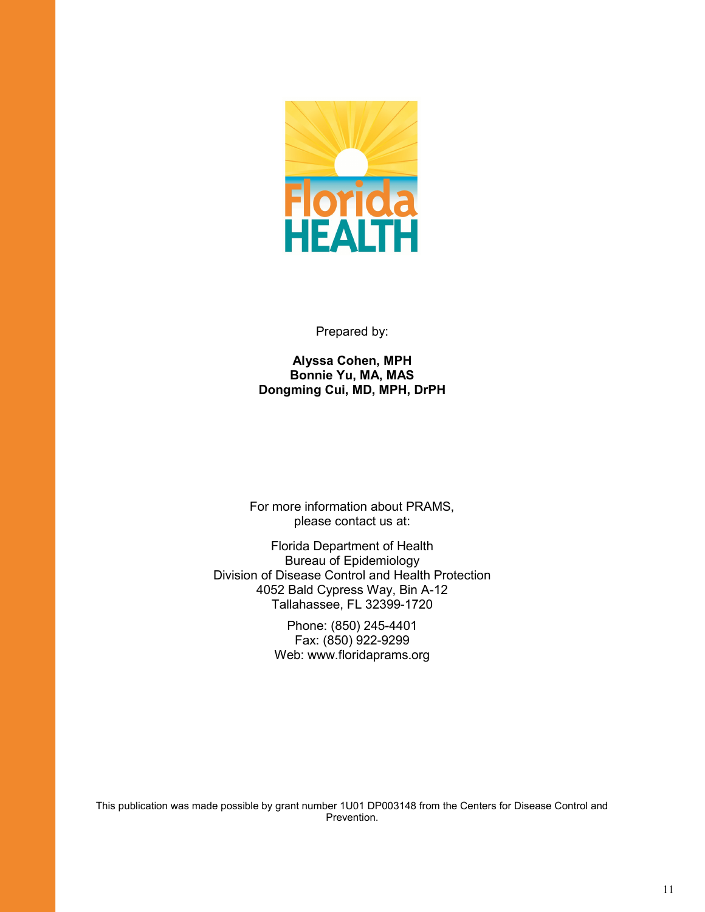Prepared by:

**Alyssa Cohen, MPH**
**Bonnie Yu, MA, MAS**
**Dongming Cui, MD, MPH, DrPH**

For more information about PRAMS,
please contact us at:

Florida Department of Health
Bureau of Epidemiology
Division of Disease Control and Health Protection
4052 Bald Cypress Way, Bin A-12
Tallahassee, FL 32399-1720

Phone: (850) 245-4401
Fax: (850) 922-9299
Web: www.floridaprams.org

This publication was made possible by grant number 1U01 DP003148 from the Centers for Disease Control and Prevention.